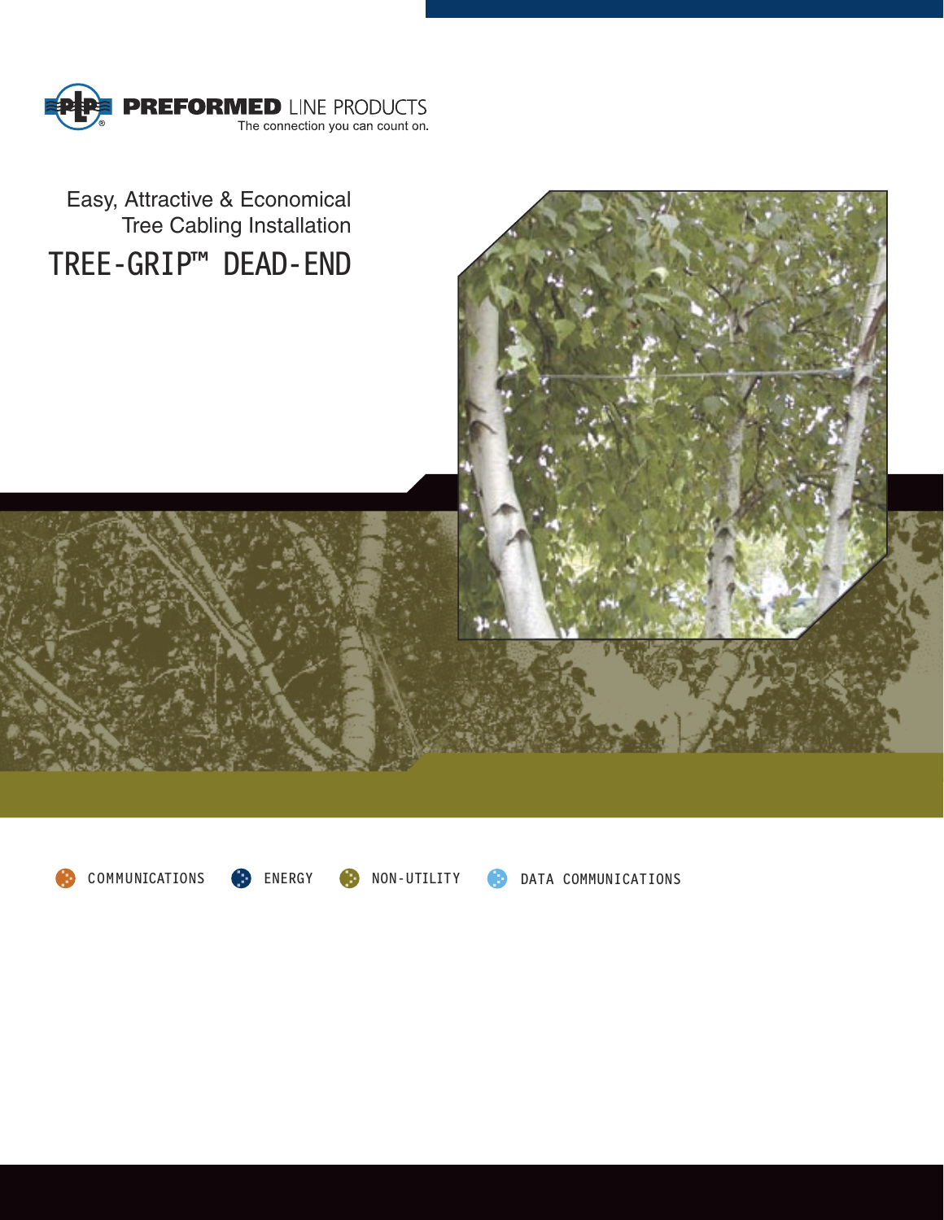PREFORMED LINE PRODUCTS
The connection you can count on.

Easy, Attractive & Economical
Tree Cabling Installation

# TREE-GRIP™ DEAD-END

COMMUNICATIONS ENERGY NON-UTILITY DATA COMMUNICATIONS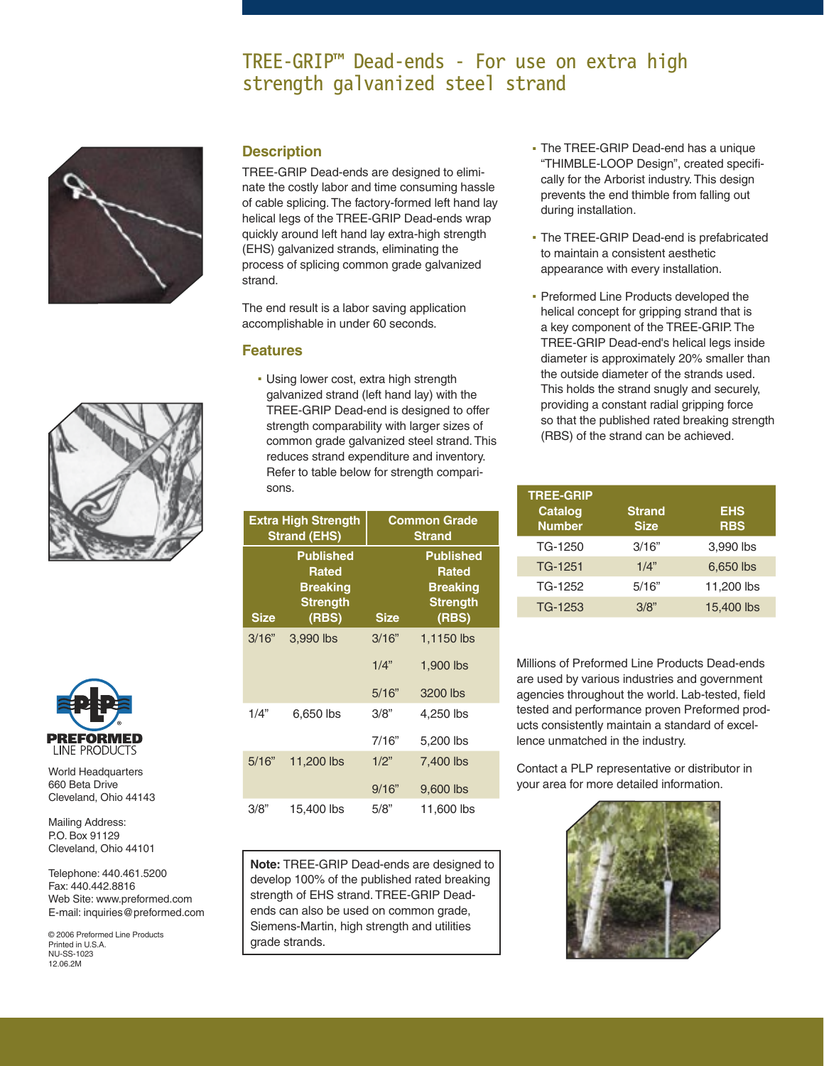# TREE-GRIP™ Dead-ends - For use on extra high strength galvanized steel strand

## Description

TREE-GRIP Dead-ends are designed to eliminate the costly labor and time consuming hassle of cable splicing. The factory-formed left hand lay helical legs of the TREE-GRIP Dead-ends wrap quickly around left hand lay extra-high strength (EHS) galvanized strands, eliminating the process of splicing common grade galvanized strand.

The end result is a labor saving application accomplishable in under 60 seconds.

## Features

- Using lower cost, extra high strength galvanized strand (left hand lay) with the TREE-GRIP Dead-end is designed to offer strength comparability with larger sizes of common grade galvanized steel strand. This reduces strand expenditure and inventory. Refer to table below for strength comparisons.

| Extra High Strength Strand (EHS) | | Common Grade Strand | |
|---|---|---|---|
| Size | Published Rated Breaking Strength (RBS) | Size | Published Rated Breaking Strength (RBS) |
| 3/16" | 3,990 lbs | 3/16" | 1,1150 lbs |
| | | 1/4" | 1,900 lbs |
| | | 5/16" | 3200 lbs |
| 1/4" | 6,650 lbs | 3/8" | 4,250 lbs |
| | | 7/16" | 5,200 lbs |
| 5/16" | 11,200 lbs | 1/2" | 7,400 lbs |
| | | 9/16" | 9,600 lbs |
| 3/8" | 15,400 lbs | 5/8" | 11,600 lbs |

**Note:** TREE-GRIP Dead-ends are designed to develop 100% of the published rated breaking strength of EHS strand. TREE-GRIP Dead-ends can also be used on common grade, Siemens-Martin, high strength and utilities grade strands.

- The TREE-GRIP Dead-end has a unique "THIMBLE-LOOP Design", created specifically for the Arborist industry. This design prevents the end thimble from falling out during installation.
- The TREE-GRIP Dead-end is prefabricated to maintain a consistent aesthetic appearance with every installation.
- Preformed Line Products developed the helical concept for gripping strand that is a key component of the TREE-GRIP. The TREE-GRIP Dead-end's helical legs inside diameter is approximately 20% smaller than the outside diameter of the strands used. This holds the strand snugly and securely, providing a constant radial gripping force so that the published rated breaking strength (RBS) of the strand can be achieved.

| TREE-GRIP Catalog Number | Strand Size | EHS RBS |
|---|---|---|
| TG-1250 | 3/16" | 3,990 lbs |
| TG-1251 | 1/4" | 6,650 lbs |
| TG-1252 | 5/16" | 11,200 lbs |
| TG-1253 | 3/8" | 15,400 lbs |

Millions of Preformed Line Products Dead-ends are used by various industries and government agencies throughout the world. Lab-tested, field tested and performance proven Preformed products consistently maintain a standard of excellence unmatched in the industry.

Contact a PLP representative or distributor in your area for more detailed information.

PREFORMED LINE PRODUCTS

World Headquarters
660 Beta Drive
Cleveland, Ohio 44143

Mailing Address:
P.O. Box 91129
Cleveland, Ohio 44101

Telephone: 440.461.5200
Fax: 440.442.8816
Web Site: www.preformed.com
E-mail: inquiries@preformed.com

© 2006 Preformed Line Products
Printed in U.S.A.
NU-SS-1023
12.06.2M